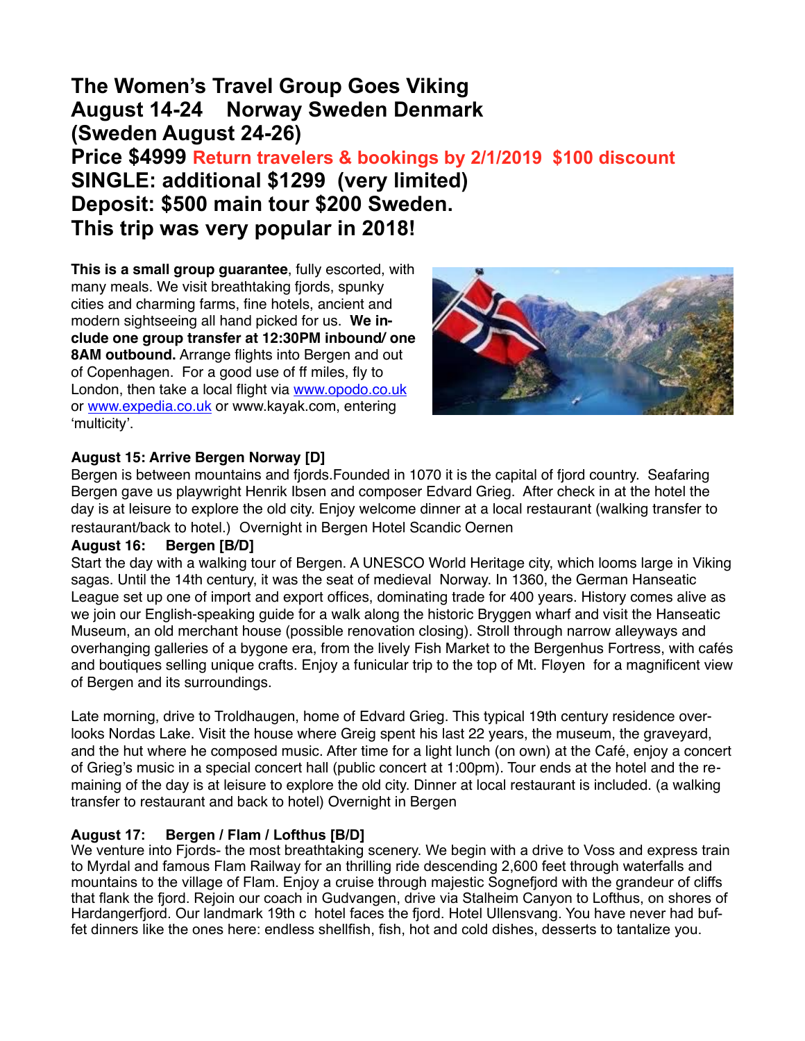# The Women's Travel Group Goes Viking
# August 14-24 Norway Sweden Denmark
# (Sweden August 24-26)
# Price $4999 Return travelers & bookings by 2/1/2019 $100 discount
# SINGLE: additional $1299 (very limited)
# Deposit: $500 main tour $200 Sweden.
# This trip was very popular in 2018!

**This is a small group guarantee**, fully escorted, with many meals. We visit breathtaking fjords, spunky cities and charming farms, fine hotels, ancient and modern sightseeing all hand picked for us. **We include one group transfer at 12:30PM inbound/ one 8AM outbound.** Arrange flights into Bergen and out of Copenhagen. For a good use of ff miles, fly to London, then take a local flight via www.opodo.co.uk or www.expedia.co.uk or www.kayak.com, entering 'multicity'.

**August 15: Arrive Bergen Norway [D]**

Bergen is between mountains and fjords.Founded in 1070 it is the capital of fjord country. Seafaring Bergen gave us playwright Henrik Ibsen and composer Edvard Grieg. After check in at the hotel the day is at leisure to explore the old city. Enjoy welcome dinner at a local restaurant (walking transfer to restaurant/back to hotel.) Overnight in Bergen Hotel Scandic Oernen

**August 16: Bergen [B/D]**

Start the day with a walking tour of Bergen. A UNESCO World Heritage city, which looms large in Viking sagas. Until the 14th century, it was the seat of medieval Norway. In 1360, the German Hanseatic League set up one of import and export offices, dominating trade for 400 years. History comes alive as we join our English-speaking guide for a walk along the historic Bryggen wharf and visit the Hanseatic Museum, an old merchant house (possible renovation closing). Stroll through narrow alleyways and overhanging galleries of a bygone era, from the lively Fish Market to the Bergenhus Fortress, with cafés and boutiques selling unique crafts. Enjoy a funicular trip to the top of Mt. Fløyen for a magnificent view of Bergen and its surroundings.

Late morning, drive to Troldhaugen, home of Edvard Grieg. This typical 19th century residence overlooks Nordas Lake. Visit the house where Greig spent his last 22 years, the museum, the graveyard, and the hut where he composed music. After time for a light lunch (on own) at the Café, enjoy a concert of Grieg's music in a special concert hall (public concert at 1:00pm). Tour ends at the hotel and the remaining of the day is at leisure to explore the old city. Dinner at local restaurant is included. (a walking transfer to restaurant and back to hotel) Overnight in Bergen

**August 17: Bergen / Flam / Lofthus [B/D]**

We venture into Fjords- the most breathtaking scenery. We begin with a drive to Voss and express train to Myrdal and famous Flam Railway for an thrilling ride descending 2,600 feet through waterfalls and mountains to the village of Flam. Enjoy a cruise through majestic Sognefjord with the grandeur of cliffs that flank the fjord. Rejoin our coach in Gudvangen, drive via Stalheim Canyon to Lofthus, on shores of Hardangerfjord. Our landmark 19th c hotel faces the fjord. Hotel Ullensvang. You have never had buffet dinners like the ones here: endless shellfish, fish, hot and cold dishes, desserts to tantalize you.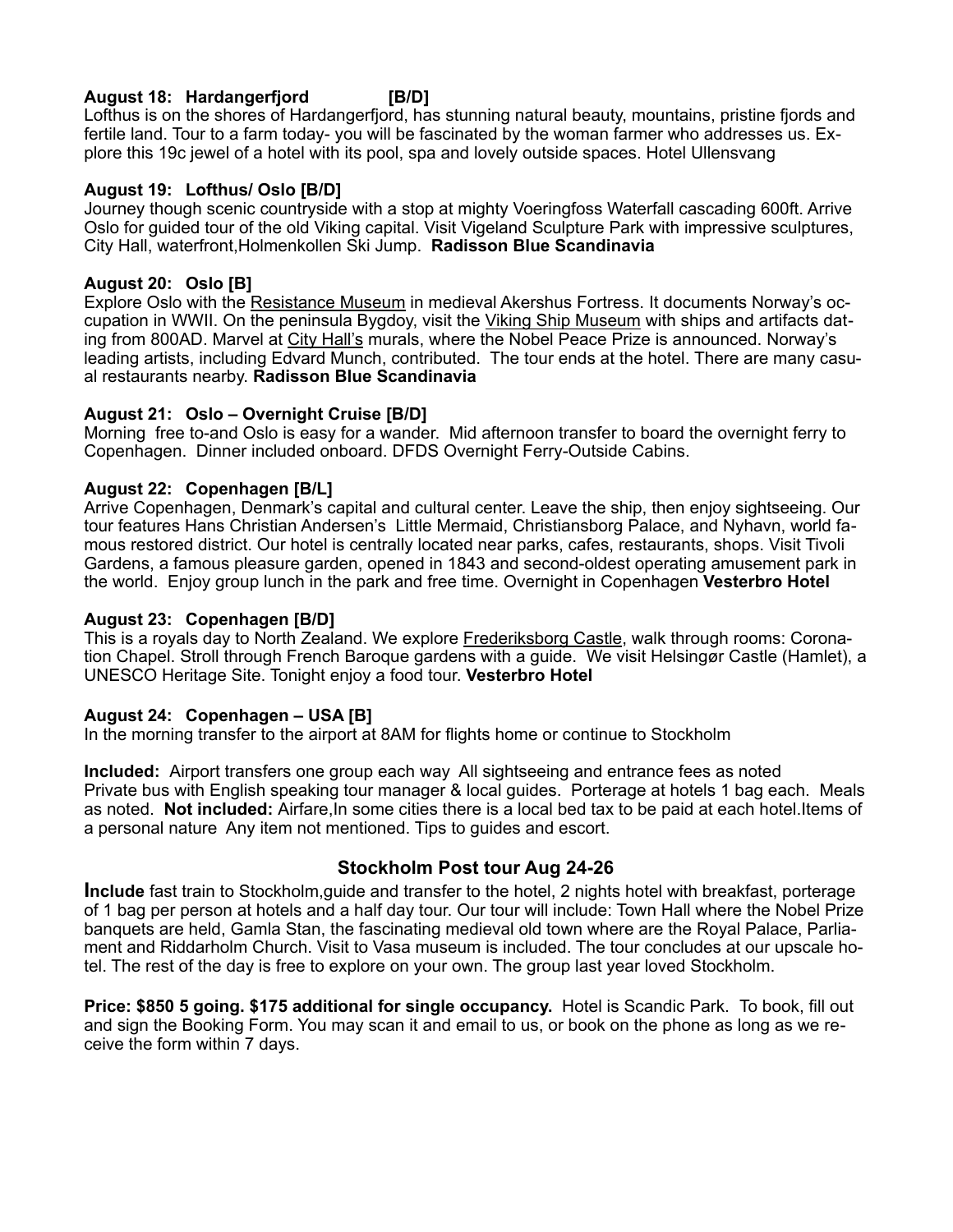**August 18: Hardangerfjord [B/D]**
Lofthus is on the shores of Hardangerfjord, has stunning natural beauty, mountains, pristine fjords and fertile land. Tour to a farm today- you will be fascinated by the woman farmer who addresses us. Explore this 19c jewel of a hotel with its pool, spa and lovely outside spaces. Hotel Ullensvang

**August 19: Lofthus/ Oslo [B/D]**
Journey though scenic countryside with a stop at mighty Voeringfoss Waterfall cascading 600ft. Arrive Oslo for guided tour of the old Viking capital. Visit Vigeland Sculpture Park with impressive sculptures, City Hall, waterfront,Holmenkollen Ski Jump. **Radisson Blue Scandinavia**

**August 20: Oslo [B]**
Explore Oslo with the <u>Resistance Museum</u> in medieval Akershus Fortress. It documents Norway's occupation in WWII. On the peninsula Bygdoy, visit the <u>Viking Ship Museum</u> with ships and artifacts dating from 800AD. Marvel at <u>City Hall's</u> murals, where the Nobel Peace Prize is announced. Norway's leading artists, including Edvard Munch, contributed. The tour ends at the hotel. There are many casual restaurants nearby. **Radisson Blue Scandinavia**

**August 21: Oslo – Overnight Cruise [B/D]**
Morning free to-and Oslo is easy for a wander. Mid afternoon transfer to board the overnight ferry to Copenhagen. Dinner included onboard. DFDS Overnight Ferry-Outside Cabins.

**August 22: Copenhagen [B/L]**
Arrive Copenhagen, Denmark's capital and cultural center. Leave the ship, then enjoy sightseeing. Our tour features Hans Christian Andersen's Little Mermaid, Christiansborg Palace, and Nyhavn, world famous restored district. Our hotel is centrally located near parks, cafes, restaurants, shops. Visit Tivoli Gardens, a famous pleasure garden, opened in 1843 and second-oldest operating amusement park in the world. Enjoy group lunch in the park and free time. Overnight in Copenhagen **Vesterbro Hotel**

**August 23: Copenhagen [B/D]**
This is a royals day to North Zealand. We explore <u>Frederiksborg Castle</u>, walk through rooms: Coronation Chapel. Stroll through French Baroque gardens with a guide. We visit Helsingør Castle (Hamlet), a UNESCO Heritage Site. Tonight enjoy a food tour. **Vesterbro Hotel**

**August 24: Copenhagen – USA [B]**
In the morning transfer to the airport at 8AM for flights home or continue to Stockholm

**Included:** Airport transfers one group each way All sightseeing and entrance fees as noted Private bus with English speaking tour manager & local guides. Porterage at hotels 1 bag each. Meals as noted. **Not included:** Airfare,In some cities there is a local bed tax to be paid at each hotel.Items of a personal nature Any item not mentioned. Tips to guides and escort.

## Stockholm Post tour Aug 24-26

**Include** fast train to Stockholm,guide and transfer to the hotel, 2 nights hotel with breakfast, porterage of 1 bag per person at hotels and a half day tour. Our tour will include: Town Hall where the Nobel Prize banquets are held, Gamla Stan, the fascinating medieval old town where are the Royal Palace, Parliament and Riddarholm Church. Visit to Vasa museum is included. The tour concludes at our upscale hotel. The rest of the day is free to explore on your own. The group last year loved Stockholm.

**Price: $850 5 going. $175 additional for single occupancy.** Hotel is Scandic Park. To book, fill out and sign the Booking Form. You may scan it and email to us, or book on the phone as long as we receive the form within 7 days.